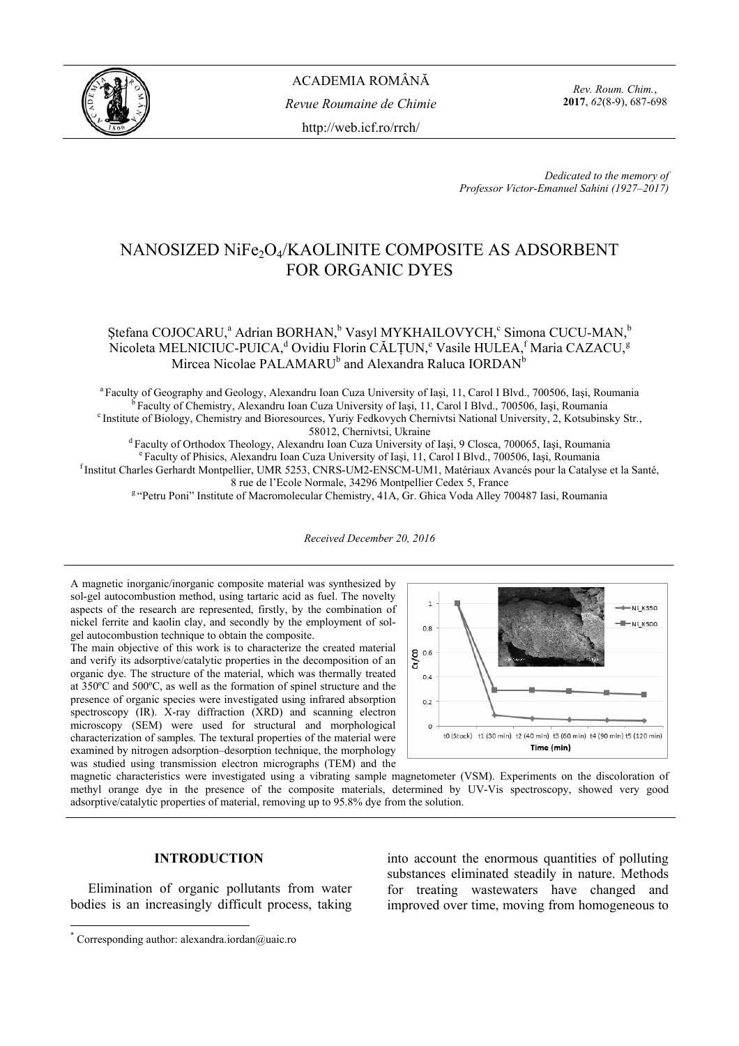ACADEMIA ROMÂNĂ

*Revue Roumaine de Chimie*

http://web.icf.ro/rrch/

*Rev. Roum. Chim.*, **2017**, *62*(8-9), 687-698

*Dedicated to the memory of Professor Victor-Emanuel Sahini (1927–2017)*

# NANOSIZED $NiFe_2O_4$/KAOLINITE COMPOSITE AS ADSORBENT FOR ORGANIC DYES

Ştefana COJOCARU,[a] Adrian BORHAN,[b] Vasyl MYKHAILOVYCH,[c] Simona CUCU-MAN,[b] Nicoleta MELNICIUC-PUICA,[d] Ovidiu Florin CĂLŢUN,[e] Vasile HULEA,[f] Maria CAZACU,[g] Mircea Nicolae PALAMARU[b] and Alexandra Raluca IORDAN[b]

[a] Faculty of Geography and Geology, Alexandru Ioan Cuza University of Iaşi, 11, Carol I Blvd., 700506, Iaşi, Roumania
[b] Faculty of Chemistry, Alexandru Ioan Cuza University of Iaşi, 11, Carol I Blvd., 700506, Iaşi, Roumania
[c] Institute of Biology, Chemistry and Bioresources, Yuriy Fedkovych Chernivtsi National University, 2, Kotsubinsky Str., 58012, Chernivtsi, Ukraine
[d] Faculty of Orthodox Theology, Alexandru Ioan Cuza University of Iaşi, 9 Closca, 700065, Iaşi, Roumania
[e] Faculty of Phisics, Alexandru Ioan Cuza University of Iaşi, 11, Carol I Blvd., 700506, Iaşi, Roumania
[f] Institut Charles Gerhardt Montpellier, UMR 5253, CNRS-UM2-ENSCM-UM1, Matériaux Avancés pour la Catalyse et la Santé, 8 rue de l'Ecole Normale, 34296 Montpellier Cedex 5, France
[g] "Petru Poni" Institute of Macromolecular Chemistry, 41A, Gr. Ghica Voda Alley 700487 Iasi, Roumania

*Received December 20, 2016*

A magnetic inorganic/inorganic composite material was synthesized by sol-gel autocombustion method, using tartaric acid as fuel. The novelty aspects of the research are represented, firstly, by the combination of nickel ferrite and kaolin clay, and secondly by the employment of sol-gel autocombustion technique to obtain the composite.

The main objective of this work is to characterize the created material and verify its adsorptive/catalytic properties in the decomposition of an organic dye. The structure of the material, which was thermally treated at 350ºC and 500ºC, as well as the formation of spinel structure and the presence of organic species were investigated using infrared absorption spectroscopy (IR). X-ray diffraction (XRD) and scanning electron microscopy (SEM) were used for structural and morphological characterization of samples. The textural properties of the material were examined by nitrogen adsorption–desorption technique, the morphology was studied using transmission electron micrographs (TEM) and the magnetic characteristics were investigated using a vibrating sample magnetometer (VSM). Experiments on the discoloration of methyl orange dye in the presence of the composite materials, determined by UV-Vis spectroscopy, showed very good adsorptive/catalytic properties of material, removing up to 95.8% dye from the solution.

## INTRODUCTION

Elimination of organic pollutants from water bodies is an increasingly difficult process, taking into account the enormous quantities of polluting substances eliminated steadily in nature. Methods for treating wastewaters have changed and improved over time, moving from homogeneous to

\* Corresponding author: alexandra.iordan@uaic.ro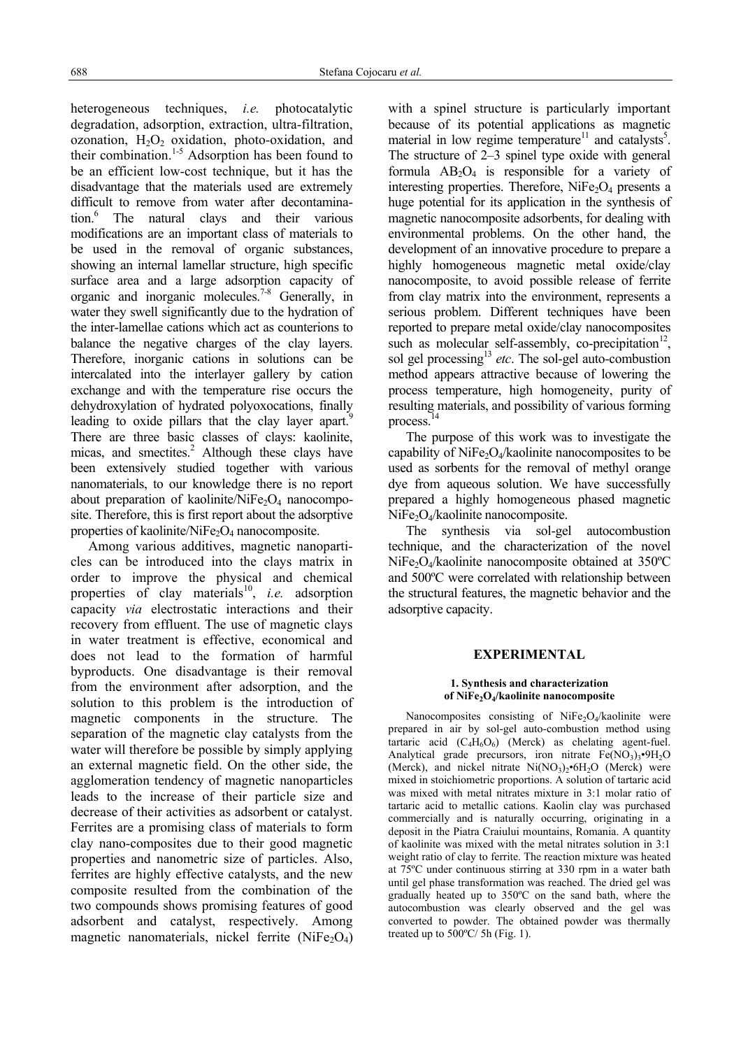heterogeneous techniques, *i.e.* photocatalytic degradation, adsorption, extraction, ultra-filtration, ozonation, $H_2O_2$ oxidation, photo-oxidation, and their combination.[1-5] Adsorption has been found to be an efficient low-cost technique, but it has the disadvantage that the materials used are extremely difficult to remove from water after decontamination.[6] The natural clays and their various modifications are an important class of materials to be used in the removal of organic substances, showing an internal lamellar structure, high specific surface area and a large adsorption capacity of organic and inorganic molecules.[7-8] Generally, in water they swell significantly due to the hydration of the inter-lamellae cations which act as counterions to balance the negative charges of the clay layers. Therefore, inorganic cations in solutions can be intercalated into the interlayer gallery by cation exchange and with the temperature rise occurs the dehydroxylation of hydrated polyoxocations, finally leading to oxide pillars that the clay layer apart.[9] There are three basic classes of clays: kaolinite, micas, and smectites.[2] Although these clays have been extensively studied together with various nanomaterials, to our knowledge there is no report about preparation of kaolinite/$NiFe_2O_4$ nanocomposite. Therefore, this is first report about the adsorptive properties of kaolinite/$NiFe_2O_4$ nanocomposite.

Among various additives, magnetic nanoparticles can be introduced into the clays matrix in order to improve the physical and chemical properties of clay materials[10], *i.e.* adsorption capacity *via* electrostatic interactions and their recovery from effluent. The use of magnetic clays in water treatment is effective, economical and does not lead to the formation of harmful byproducts. One disadvantage is their removal from the environment after adsorption, and the solution to this problem is the introduction of magnetic components in the structure. The separation of the magnetic clay catalysts from the water will therefore be possible by simply applying an external magnetic field. On the other side, the agglomeration tendency of magnetic nanoparticles leads to the increase of their particle size and decrease of their activities as adsorbent or catalyst. Ferrites are a promising class of materials to form clay nano-composites due to their good magnetic properties and nanometric size of particles. Also, ferrites are highly effective catalysts, and the new composite resulted from the combination of the two compounds shows promising features of good adsorbent and catalyst, respectively. Among magnetic nanomaterials, nickel ferrite ($NiFe_2O_4$) with a spinel structure is particularly important because of its potential applications as magnetic material in low regime temperature[11] and catalysts[5]. The structure of 2–3 spinel type oxide with general formula $AB_2O_4$ is responsible for a variety of interesting properties. Therefore, $NiFe_2O_4$ presents a huge potential for its application in the synthesis of magnetic nanocomposite adsorbents, for dealing with environmental problems. On the other hand, the development of an innovative procedure to prepare a highly homogeneous magnetic metal oxide/clay nanocomposite, to avoid possible release of ferrite from clay matrix into the environment, represents a serious problem. Different techniques have been reported to prepare metal oxide/clay nanocomposites such as molecular self-assembly, co-precipitation[12], sol gel processing[13] *etc*. The sol-gel auto-combustion method appears attractive because of lowering the process temperature, high homogeneity, purity of resulting materials, and possibility of various forming process.[14]

The purpose of this work was to investigate the capability of $NiFe_2O_4$/kaolinite nanocomposites to be used as sorbents for the removal of methyl orange dye from aqueous solution. We have successfully prepared a highly homogeneous phased magnetic $NiFe_2O_4$/kaolinite nanocomposite.

The synthesis via sol-gel autocombustion technique, and the characterization of the novel $NiFe_2O_4$/kaolinite nanocomposite obtained at 350ºC and 500ºC were correlated with relationship between the structural features, the magnetic behavior and the adsorptive capacity.

## EXPERIMENTAL

### 1. Synthesis and characterization of $NiFe_2O_4$/kaolinite nanocomposite

Nanocomposites consisting of $NiFe_2O_4$/kaolinite were prepared in air by sol-gel auto-combustion method using tartaric acid ($C_4H_6O_6$) (Merck) as chelating agent-fuel. Analytical grade precursors, iron nitrate $Fe(NO_3)_3$•$9H_2O$ (Merck), and nickel nitrate $Ni(NO_3)_2$•$6H_2O$ (Merck) were mixed in stoichiometric proportions. A solution of tartaric acid was mixed with metal nitrates mixture in 3:1 molar ratio of tartaric acid to metallic cations. Kaolin clay was purchased commercially and is naturally occurring, originating in a deposit in the Piatra Craiului mountains, Romania. A quantity of kaolinite was mixed with the metal nitrates solution in 3:1 weight ratio of clay to ferrite. The reaction mixture was heated at 75ºC under continuous stirring at 330 rpm in a water bath until gel phase transformation was reached. The dried gel was gradually heated up to 350ºC on the sand bath, where the autocombustion was clearly observed and the gel was converted to powder. The obtained powder was thermally treated up to 500ºC/ 5h (Fig. 1).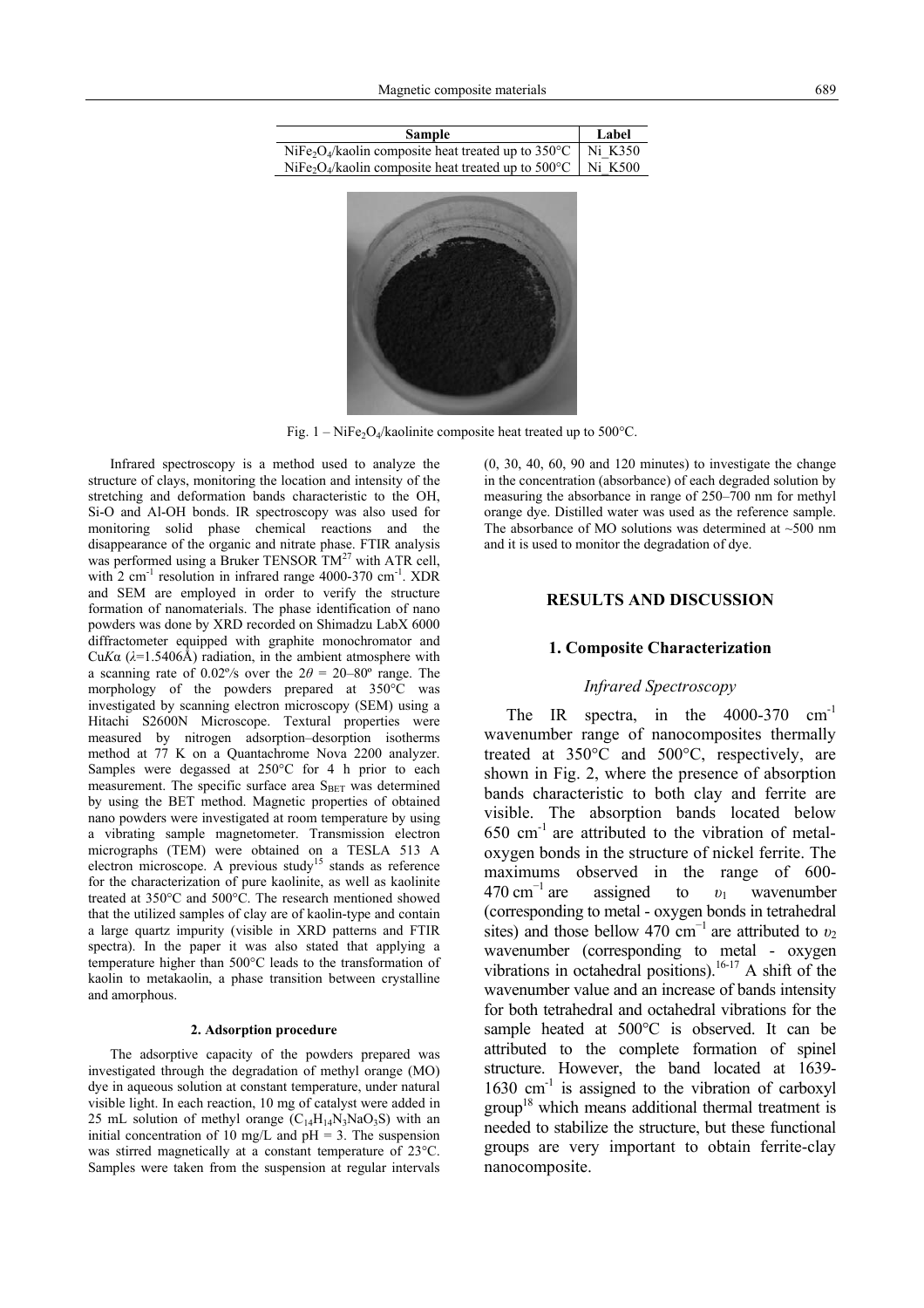| Sample | Label |
|---|---|
| $NiFe_2O_4$/kaolin composite heat treated up to 350°C | Ni_K350 |
| $NiFe_2O_4$/kaolin composite heat treated up to 500°C | Ni_K500 |

Fig. 1 – $NiFe_2O_4$/kaolinite composite heat treated up to 500°C.

Infrared spectroscopy is a method used to analyze the structure of clays, monitoring the location and intensity of the stretching and deformation bands characteristic to the OH, Si-O and Al-OH bonds. IR spectroscopy was also used for monitoring solid phase chemical reactions and the disappearance of the organic and nitrate phase. FTIR analysis was performed using a Bruker TENSOR TM[27] with ATR cell, with 2 $cm^{-1}$ resolution in infrared range 4000-370 $cm^{-1}$. XDR and SEM are employed in order to verify the structure formation of nanomaterials. The phase identification of nano powders was done by XRD recorded on Shimadzu LabX 6000 diffractometer equipped with graphite monochromator and Cu*K*α ($\lambda$=1.5406Å) radiation, in the ambient atmosphere with a scanning rate of 0.02º/s over the $2\theta$ = 20–80º range. The morphology of the powders prepared at 350°C was investigated by scanning electron microscopy (SEM) using a Hitachi S2600N Microscope. Textural properties were measured by nitrogen adsorption–desorption isotherms method at 77 K on a Quantachrome Nova 2200 analyzer. Samples were degassed at 250°C for 4 h prior to each measurement. The specific surface area $S_{BET}$ was determined by using the BET method. Magnetic properties of obtained nano powders were investigated at room temperature by using a vibrating sample magnetometer. Transmission electron micrographs (TEM) were obtained on a TESLA 513 A electron microscope. A previous study[15] stands as reference for the characterization of pure kaolinite, as well as kaolinite treated at 350°C and 500°C. The research mentioned showed that the utilized samples of clay are of kaolin-type and contain a large quartz impurity (visible in XRD patterns and FTIR spectra). In the paper it was also stated that applying a temperature higher than 500°C leads to the transformation of kaolin to metakaolin, a phase transition between crystalline and amorphous.

#### 2. Adsorption procedure

The adsorptive capacity of the powders prepared was investigated through the degradation of methyl orange (MO) dye in aqueous solution at constant temperature, under natural visible light. In each reaction, 10 mg of catalyst were added in 25 mL solution of methyl orange ($C_{14}H_{14}N_3NaO_3S$) with an initial concentration of 10 mg/L and pH = 3. The suspension was stirred magnetically at a constant temperature of 23°C. Samples were taken from the suspension at regular intervals (0, 30, 40, 60, 90 and 120 minutes) to investigate the change in the concentration (absorbance) of each degraded solution by measuring the absorbance in range of 250–700 nm for methyl orange dye. Distilled water was used as the reference sample. The absorbance of MO solutions was determined at ~500 nm and it is used to monitor the degradation of dye.

## RESULTS AND DISCUSSION

### 1. Composite Characterization

*Infrared Spectroscopy*

The IR spectra, in the 4000-370 $cm^{-1}$ wavenumber range of nanocomposites thermally treated at 350°C and 500°C, respectively, are shown in Fig. 2, where the presence of absorption bands characteristic to both clay and ferrite are visible. The absorption bands located below 650 $cm^{-1}$ are attributed to the vibration of metal-oxygen bonds in the structure of nickel ferrite. The maximums observed in the range of 600-470 $cm^{-1}$ are assigned to $\upsilon_1$ wavenumber (corresponding to metal - oxygen bonds in tetrahedral sites) and those bellow 470 $cm^{-1}$ are attributed to $\upsilon_2$ wavenumber (corresponding to metal - oxygen vibrations in octahedral positions).[16-17] A shift of the wavenumber value and an increase of bands intensity for both tetrahedral and octahedral vibrations for the sample heated at 500°C is observed. It can be attributed to the complete formation of spinel structure. However, the band located at 1639-1630 $cm^{-1}$ is assigned to the vibration of carboxyl group[18] which means additional thermal treatment is needed to stabilize the structure, but these functional groups are very important to obtain ferrite-clay nanocomposite.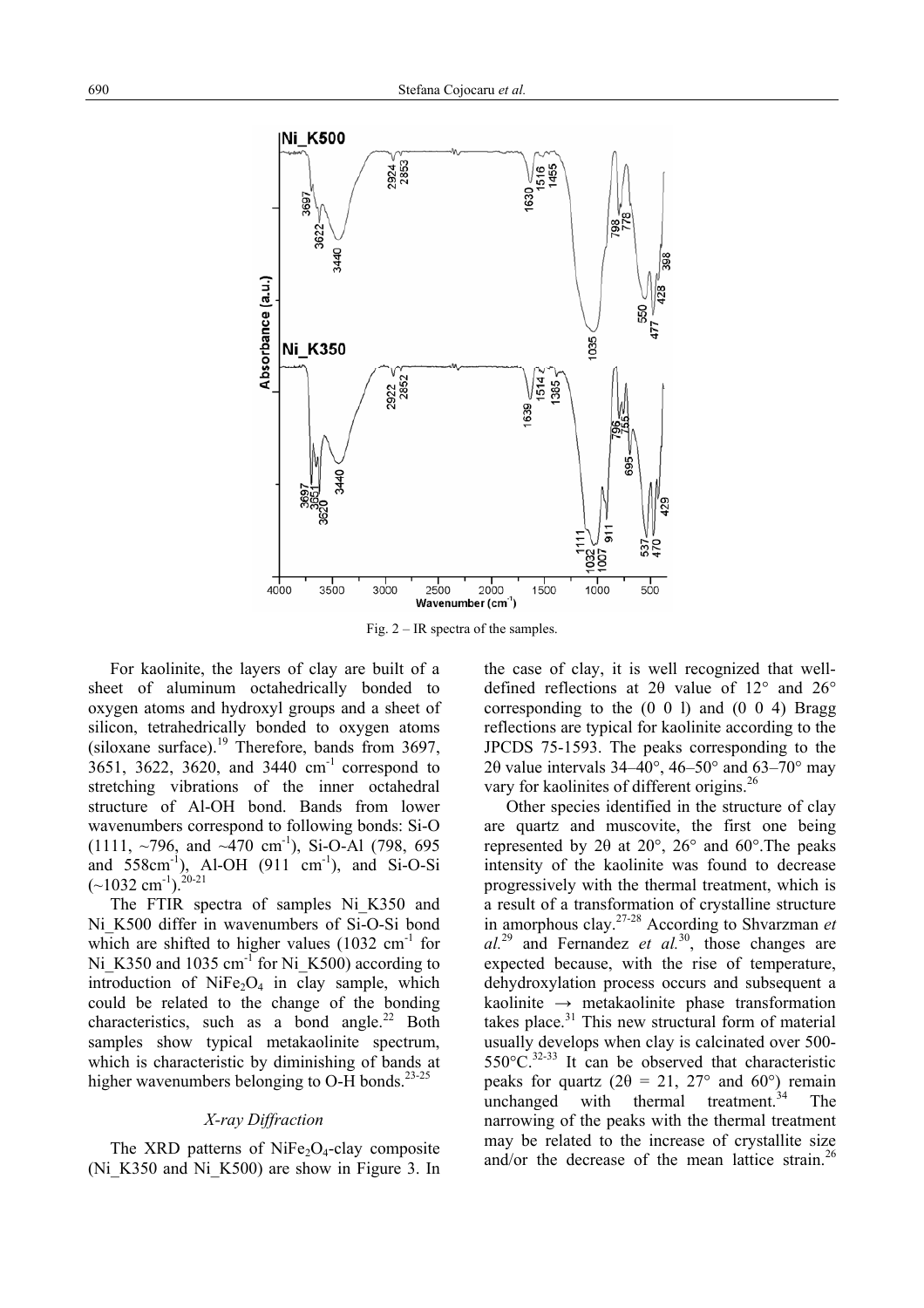Fig. 2 – IR spectra of the samples.

For kaolinite, the layers of clay are built of a sheet of aluminum octahedrically bonded to oxygen atoms and hydroxyl groups and a sheet of silicon, tetrahedrically bonded to oxygen atoms (siloxane surface).[19] Therefore, bands from 3697, 3651, 3622, 3620, and 3440 $cm^{-1}$ correspond to stretching vibrations of the inner octahedral structure of Al-OH bond. Bands from lower wavenumbers correspond to following bonds: Si-O (1111, ~796, and ~470 $cm^{-1}$), Si-O-Al (798, 695 and 558$cm^{-1}$), Al-OH (911 $cm^{-1}$), and Si-O-Si (~1032 $cm^{-1}$).[20-21]

The FTIR spectra of samples Ni_K350 and Ni_K500 differ in wavenumbers of Si-O-Si bond which are shifted to higher values (1032 $cm^{-1}$ for Ni_K350 and 1035 $cm^{-1}$ for Ni_K500) according to introduction of $NiFe_2O_4$ in clay sample, which could be related to the change of the bonding characteristics, such as a bond angle.[22] Both samples show typical metakaolinite spectrum, which is characteristic by diminishing of bands at higher wavenumbers belonging to O-H bonds.[23-25]

### *X-ray Diffraction*

The XRD patterns of $NiFe_2O_4$-clay composite (Ni_K350 and Ni_K500) are show in Figure 3. In the case of clay, it is well recognized that well-defined reflections at 2θ value of 12° and 26° corresponding to the (0 0 l) and (0 0 4) Bragg reflections are typical for kaolinite according to the JPCDS 75-1593. The peaks corresponding to the 2θ value intervals 34–40°, 46–50° and 63–70° may vary for kaolinites of different origins.[26]

Other species identified in the structure of clay are quartz and muscovite, the first one being represented by 2θ at 20°, 26° and 60°.The peaks intensity of the kaolinite was found to decrease progressively with the thermal treatment, which is a result of a transformation of crystalline structure in amorphous clay.[27-28] According to Shvarzman *et al.*[29] and Fernandez *et al.*[30], those changes are expected because, with the rise of temperature, dehydroxylation process occurs and subsequent a kaolinite → metakaolinite phase transformation takes place.[31] This new structural form of material usually develops when clay is calcinated over 500-550°C.[32-33] It can be observed that characteristic peaks for quartz (2θ = 21, 27° and 60°) remain unchanged with thermal treatment.[34] The narrowing of the peaks with the thermal treatment may be related to the increase of crystallite size and/or the decrease of the mean lattice strain.[26]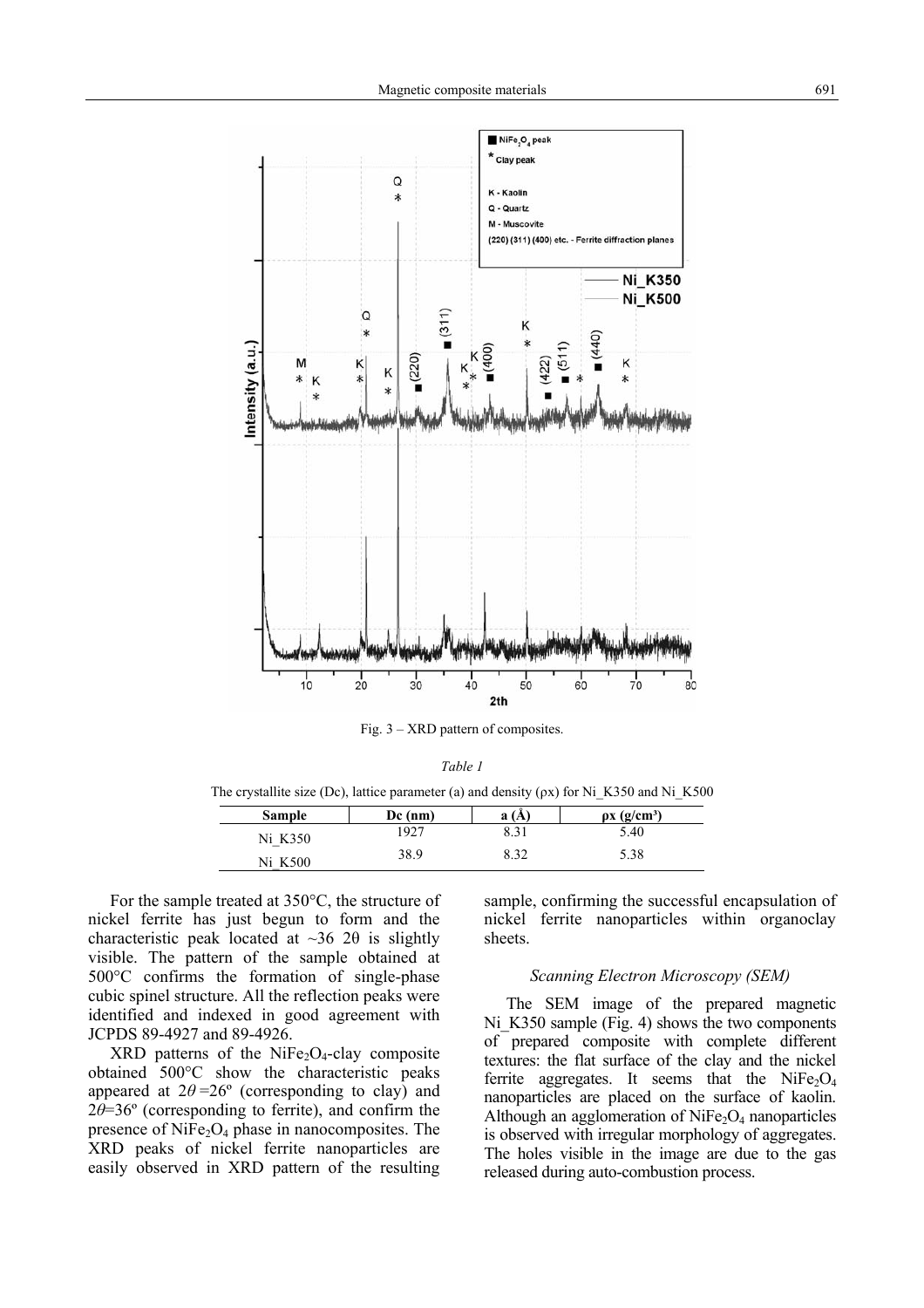Fig. 3 – XRD pattern of composites.

*Table 1*

The crystallite size (Dc), lattice parameter (a) and density (ρx) for Ni_K350 and Ni_K500

| Sample | Dc (nm) | a (Å) | ρx (g/cm³) |
|---|---|---|---|
| Ni_K350 | 1927 | 8.31 | 5.40 |
| Ni_K500 | 38.9 | 8.32 | 5.38 |

For the sample treated at 350°C, the structure of nickel ferrite has just begun to form and the characteristic peak located at ~36 2θ is slightly visible. The pattern of the sample obtained at 500°C confirms the formation of single-phase cubic spinel structure. All the reflection peaks were identified and indexed in good agreement with JCPDS 89-4927 and 89-4926.

XRD patterns of the $NiFe_2O_4$-clay composite obtained 500°C show the characteristic peaks appeared at $2\theta = 26°$ (corresponding to clay) and $2\theta = 36°$ (corresponding to ferrite), and confirm the presence of $NiFe_2O_4$ phase in nanocomposites. The XRD peaks of nickel ferrite nanoparticles are easily observed in XRD pattern of the resulting sample, confirming the successful encapsulation of nickel ferrite nanoparticles within organoclay sheets.

### *Scanning Electron Microscopy (SEM)*

The SEM image of the prepared magnetic Ni_K350 sample (Fig. 4) shows the two components of prepared composite with complete different textures: the flat surface of the clay and the nickel ferrite aggregates. It seems that the $NiFe_2O_4$ nanoparticles are placed on the surface of kaolin. Although an agglomeration of $NiFe_2O_4$ nanoparticles is observed with irregular morphology of aggregates. The holes visible in the image are due to the gas released during auto-combustion process.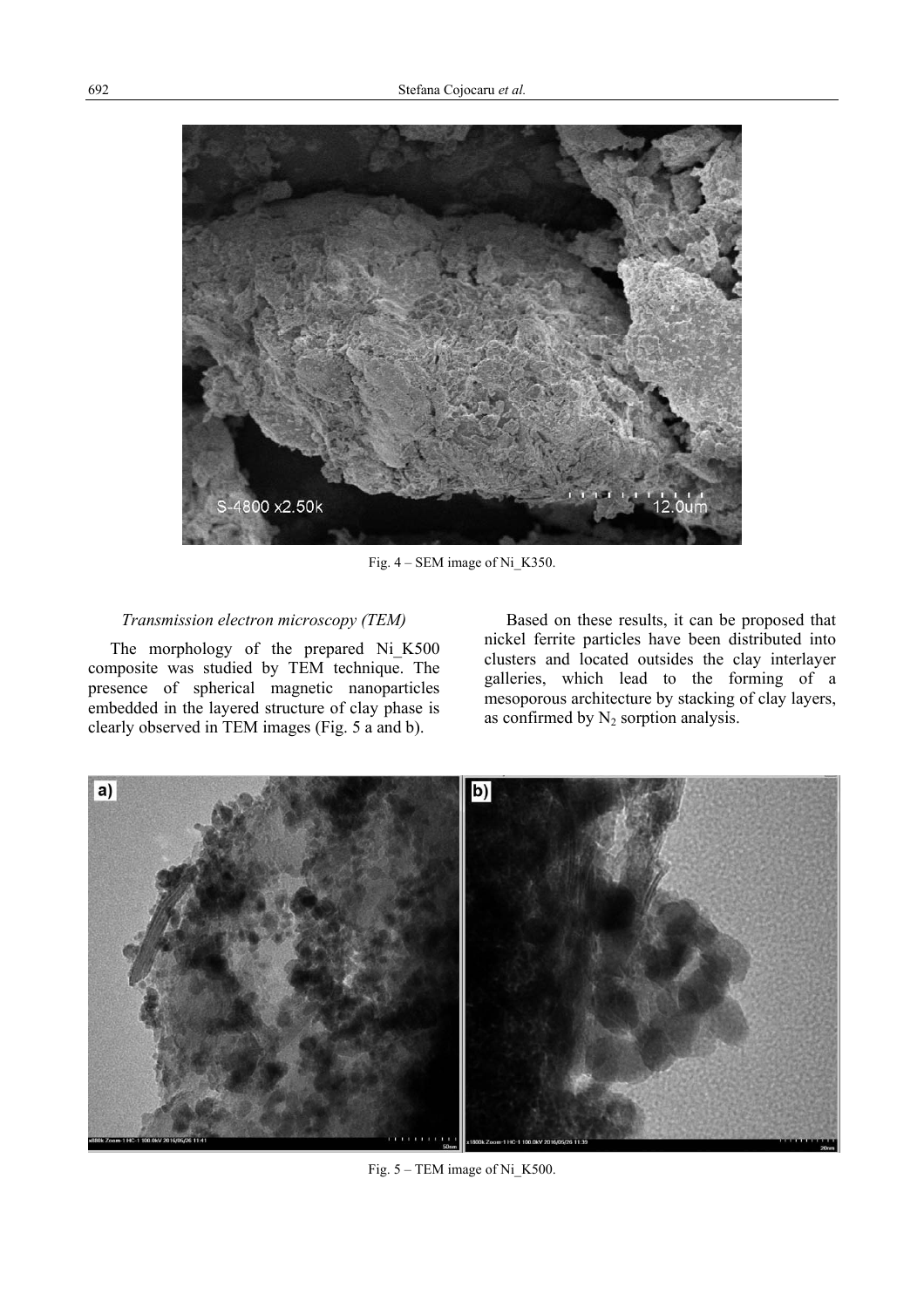Fig. 4 – SEM image of Ni_K350.

*Transmission electron microscopy (TEM)*

The morphology of the prepared Ni_K500 composite was studied by TEM technique. The presence of spherical magnetic nanoparticles embedded in the layered structure of clay phase is clearly observed in TEM images (Fig. 5 a and b).

Based on these results, it can be proposed that nickel ferrite particles have been distributed into clusters and located outsides the clay interlayer galleries, which lead to the forming of a mesoporous architecture by stacking of clay layers, as confirmed by $N_2$ sorption analysis.

Fig. 5 – TEM image of Ni_K500.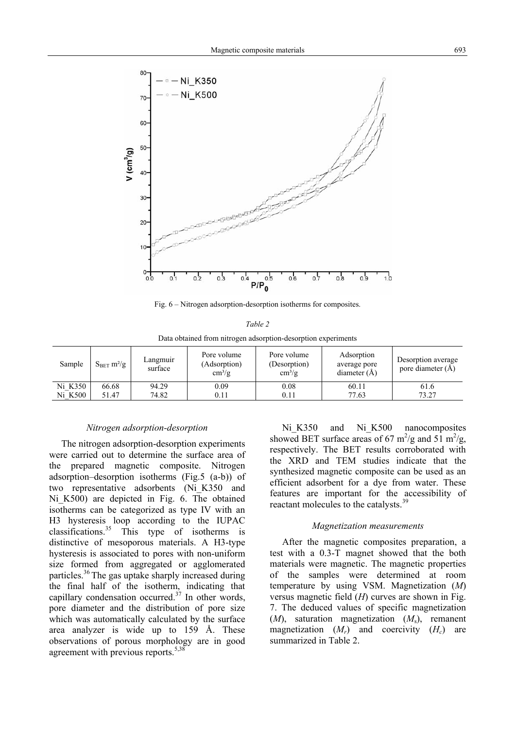Fig. 6 – Nitrogen adsorption-desorption isotherms for composites.

*Table 2*

Data obtained from nitrogen adsorption-desorption experiments

| Sample | $S_{BET}$ m²/g | Langmuir surface | Pore volume (Adsorption) cm³/g | Pore volume (Desorption) cm³/g | Adsorption average pore diameter (Å) | Desorption average pore diameter (Å) |
|---|---|---|---|---|---|---|
| Ni_K350 | 66.68 | 94.29 | 0.09 | 0.08 | 60.11 | 61.6 |
| Ni_K500 | 51.47 | 74.82 | 0.11 | 0.11 | 77.63 | 73.27 |

### *Nitrogen adsorption-desorption*

The nitrogen adsorption-desorption experiments were carried out to determine the surface area of the prepared magnetic composite. Nitrogen adsorption–desorption isotherms (Fig.5 (a-b)) of two representative adsorbents (Ni_K350 and Ni_K500) are depicted in Fig. 6. The obtained isotherms can be categorized as type IV with an H3 hysteresis loop according to the IUPAC classifications.[35] This type of isotherms is distinctive of mesoporous materials. A H3-type hysteresis is associated to pores with non-uniform size formed from aggregated or agglomerated particles.[36] The gas uptake sharply increased during the final half of the isotherm, indicating that capillary condensation occurred.[37] In other words, pore diameter and the distribution of pore size which was automatically calculated by the surface area analyzer is wide up to 159 Å. These observations of porous morphology are in good agreement with previous reports.[5,38]

Ni_K350 and Ni_K500 nanocomposites showed BET surface areas of 67 m$^2$/g and 51 m$^2$/g, respectively. The BET results corroborated with the XRD and TEM studies indicate that the synthesized magnetic composite can be used as an efficient adsorbent for a dye from water. These features are important for the accessibility of reactant molecules to the catalysts.[39]

### *Magnetization measurements*

After the magnetic composites preparation, a test with a 0.3-T magnet showed that the both materials were magnetic. The magnetic properties of the samples were determined at room temperature by using VSM. Magnetization ($M$) versus magnetic field ($H$) curves are shown in Fig. 7. The deduced values of specific magnetization ($M$), saturation magnetization ($M_s$), remanent magnetization ($M_r$) and coercivity ($H_c$) are summarized in Table 2.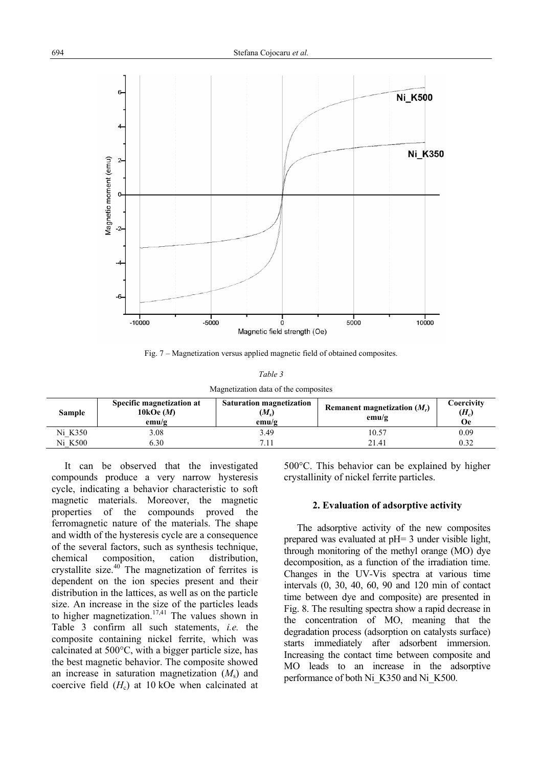Fig. 7 – Magnetization versus applied magnetic field of obtained composites.

*Table 3*

Magnetization data of the composites

| Sample | Specific magnetization at 10kOe ($M$) emu/g | Saturation magnetization ($M_s$) emu/g | Remanent magnetization ($M_r$) emu/g | Coercivity ($H_c$) Oe |
|---|---|---|---|---|
| Ni_K350 | 3.08 | 3.49 | 10.57 | 0.09 |
| Ni_K500 | 6.30 | 7.11 | 21.41 | 0.32 |

It can be observed that the investigated compounds produce a very narrow hysteresis cycle, indicating a behavior characteristic to soft magnetic materials. Moreover, the magnetic properties of the compounds proved the ferromagnetic nature of the materials. The shape and width of the hysteresis cycle are a consequence of the several factors, such as synthesis technique, chemical composition, cation distribution, crystallite size.[40] The magnetization of ferrites is dependent on the ion species present and their distribution in the lattices, as well as on the particle size. An increase in the size of the particles leads to higher magnetization.[17,41] The values shown in Table 3 confirm all such statements, *i.e.* the composite containing nickel ferrite, which was calcinated at 500°C, with a bigger particle size, has the best magnetic behavior. The composite showed an increase in saturation magnetization ($M_s$) and coercive field ($H_c$) at 10 kOe when calcinated at 500°C. This behavior can be explained by higher crystallinity of nickel ferrite particles.

### 2. Evaluation of adsorptive activity

The adsorptive activity of the new composites prepared was evaluated at pH= 3 under visible light, through monitoring of the methyl orange (MO) dye decomposition, as a function of the irradiation time. Changes in the UV-Vis spectra at various time intervals (0, 30, 40, 60, 90 and 120 min of contact time between dye and composite) are presented in Fig. 8. The resulting spectra show a rapid decrease in the concentration of MO, meaning that the degradation process (adsorption on catalysts surface) starts immediately after adsorbent immersion. Increasing the contact time between composite and MO leads to an increase in the adsorptive performance of both Ni_K350 and Ni_K500.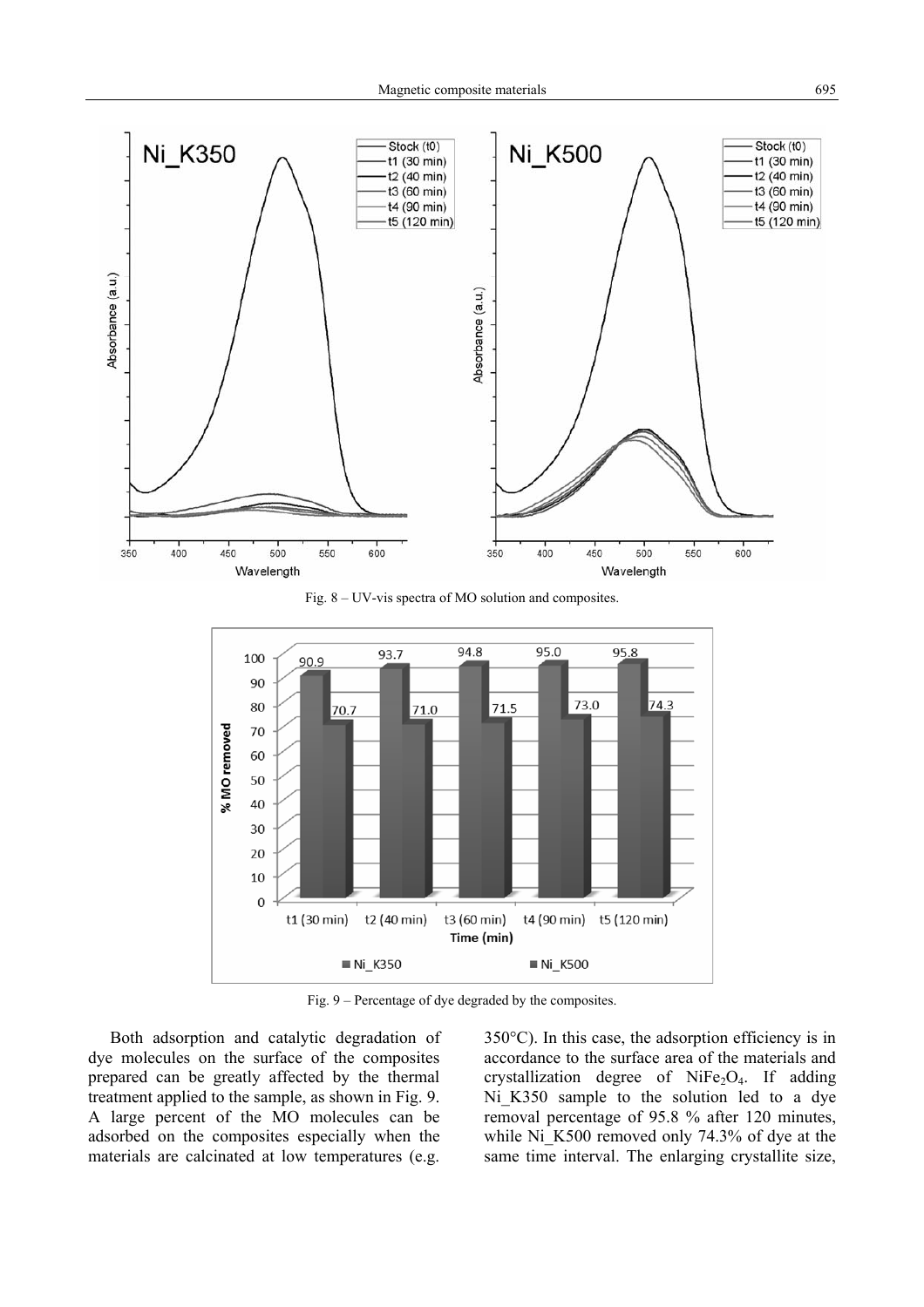Fig. 8 – UV-vis spectra of MO solution and composites.

Fig. 9 – Percentage of dye degraded by the composites.

Both adsorption and catalytic degradation of dye molecules on the surface of the composites prepared can be greatly affected by the thermal treatment applied to the sample, as shown in Fig. 9. A large percent of the MO molecules can be adsorbed on the composites especially when the materials are calcinated at low temperatures (e.g. 350°C). In this case, the adsorption efficiency is in accordance to the surface area of the materials and crystallization degree of $NiFe_2O_4$. If adding Ni_K350 sample to the solution led to a dye removal percentage of 95.8 % after 120 minutes, while Ni_K500 removed only 74.3% of dye at the same time interval. The enlarging crystallite size,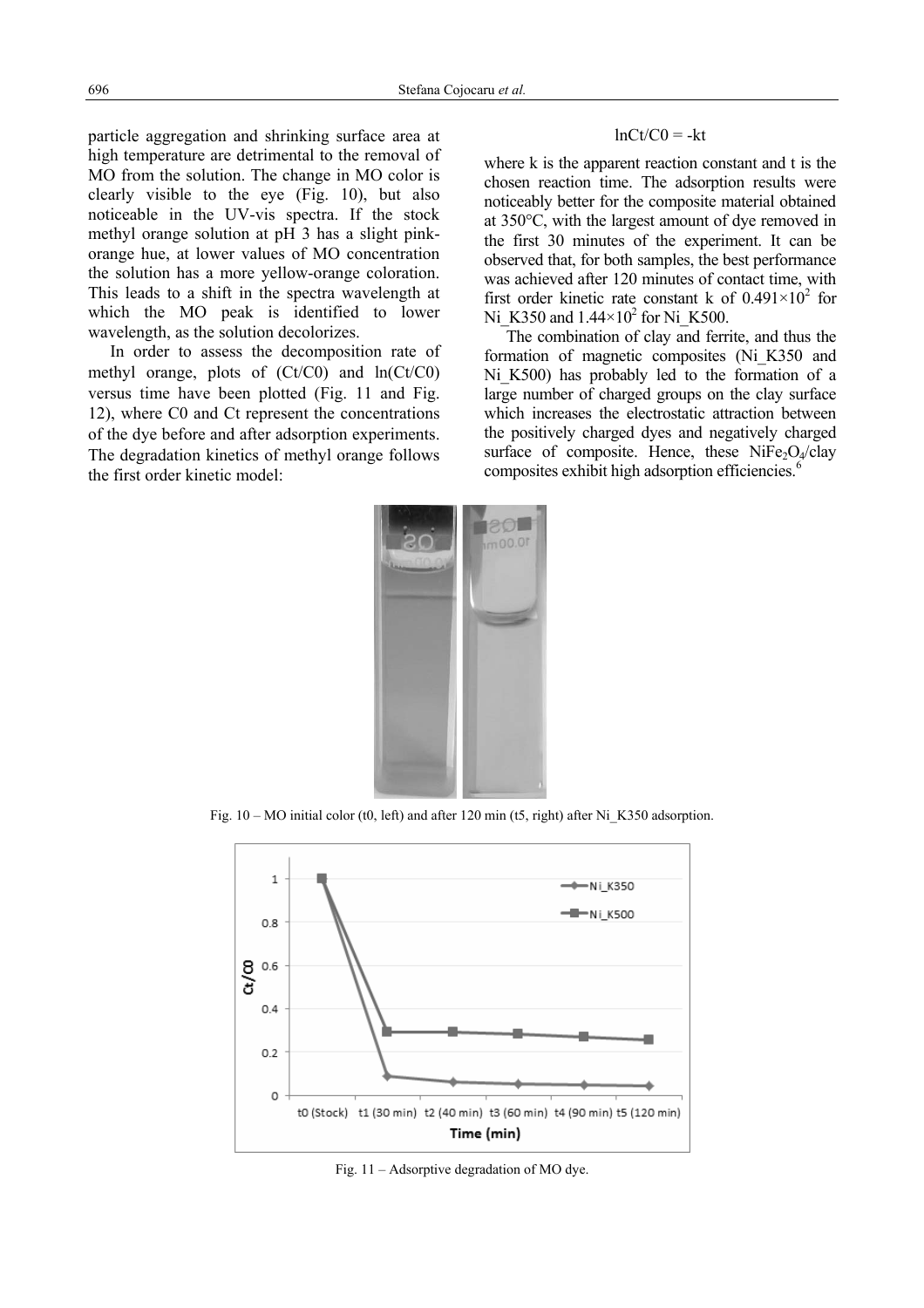particle aggregation and shrinking surface area at high temperature are detrimental to the removal of MO from the solution. The change in MO color is clearly visible to the eye (Fig. 10), but also noticeable in the UV-vis spectra. If the stock methyl orange solution at pH 3 has a slight pink-orange hue, at lower values of MO concentration the solution has a more yellow-orange coloration. This leads to a shift in the spectra wavelength at which the MO peak is identified to lower wavelength, as the solution decolorizes.

In order to assess the decomposition rate of methyl orange, plots of (Ct/C0) and ln(Ct/C0) versus time have been plotted (Fig. 11 and Fig. 12), where C0 and Ct represent the concentrations of the dye before and after adsorption experiments. The degradation kinetics of methyl orange follows the first order kinetic model:

$$\ln Ct/C0 = -kt$$

where k is the apparent reaction constant and t is the chosen reaction time. The adsorption results were noticeably better for the composite material obtained at 350°C, with the largest amount of dye removed in the first 30 minutes of the experiment. It can be observed that, for both samples, the best performance was achieved after 120 minutes of contact time, with first order kinetic rate constant k of $0.491\times10^{2}$ for Ni_K350 and $1.44\times10^{2}$ for Ni_K500.

The combination of clay and ferrite, and thus the formation of magnetic composites (Ni_K350 and Ni_K500) has probably led to the formation of a large number of charged groups on the clay surface which increases the electrostatic attraction between the positively charged dyes and negatively charged surface of composite. Hence, these $NiFe_2O_4$/clay composites exhibit high adsorption efficiencies.[6]

Fig. 10 – MO initial color (t0, left) and after 120 min (t5, right) after Ni_K350 adsorption.

Fig. 11 – Adsorptive degradation of MO dye.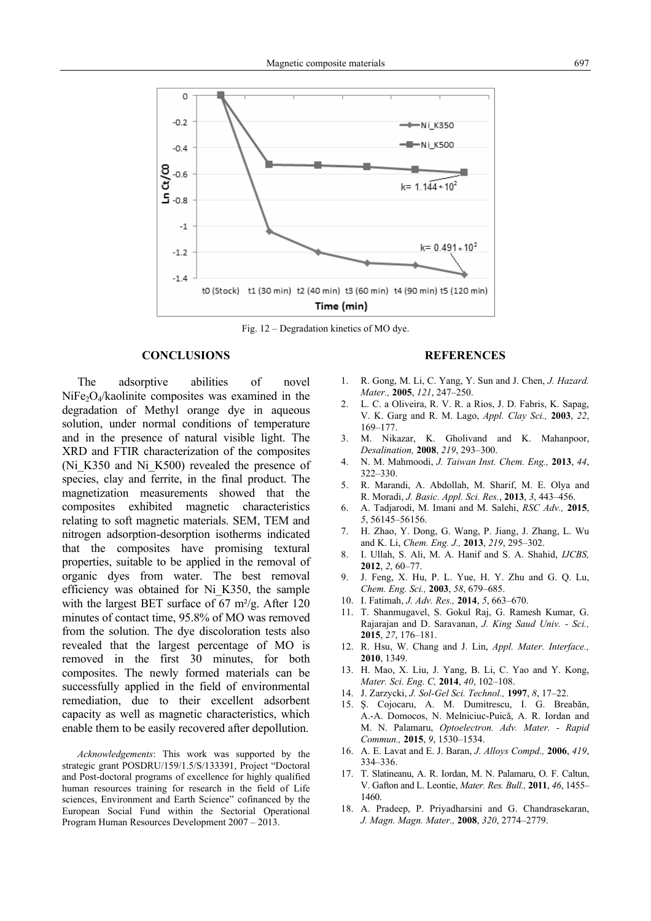Fig. 12 – Degradation kinetics of MO dye.

## CONCLUSIONS

The adsorptive abilities of novel $NiFe_2O_4$/kaolinite composites was examined in the degradation of Methyl orange dye in aqueous solution, under normal conditions of temperature and in the presence of natural visible light. The XRD and FTIR characterization of the composites (Ni_K350 and Ni_K500) revealed the presence of species, clay and ferrite, in the final product. The magnetization measurements showed that the composites exhibited magnetic characteristics relating to soft magnetic materials. SEM, TEM and nitrogen adsorption-desorption isotherms indicated that the composites have promising textural properties, suitable to be applied in the removal of organic dyes from water. The best removal efficiency was obtained for Ni_K350, the sample with the largest BET surface of 67 m²/g. After 120 minutes of contact time, 95.8% of MO was removed from the solution. The dye discoloration tests also revealed that the largest percentage of MO is removed in the first 30 minutes, for both composites. The newly formed materials can be successfully applied in the field of environmental remediation, due to their excellent adsorbent capacity as well as magnetic characteristics, which enable them to be easily recovered after depollution.

*Acknowledgements*: This work was supported by the strategic grant POSDRU/159/1.5/S/133391, Project "Doctoral and Post-doctoral programs of excellence for highly qualified human resources training for research in the field of Life sciences, Environment and Earth Science" cofinanced by the European Social Fund within the Sectorial Operational Program Human Resources Development 2007 – 2013.

## REFERENCES

1. R. Gong, M. Li, C. Yang, Y. Sun and J. Chen, *J. Hazard. Mater.,* **2005**, *121*, 247–250.
2. L. C. a Oliveira, R. V. R. a Rios, J. D. Fabris, K. Sapag, V. K. Garg and R. M. Lago, *Appl. Clay Sci.,* **2003**, *22*, 169–177.
3. M. Nikazar, K. Gholivand and K. Mahanpoor, *Desalination,* **2008**, *219*, 293–300.
4. N. M. Mahmoodi, *J. Taiwan Inst. Chem. Eng.,* **2013**, *44*, 322–330.
5. R. Marandi, A. Abdollah, M. Sharif, M. E. Olya and R. Moradi, *J. Basic. Appl. Sci. Res.*, **2013**, *3*, 443–456.
6. A. Tadjarodi, M. Imani and M. Salehi, *RSC Adv.,* **2015**, *5*, 56145–56156.
7. H. Zhao, Y. Dong, G. Wang, P. Jiang, J. Zhang, L. Wu and K. Li, *Chem. Eng. J.,* **2013**, *219*, 295–302.
8. I. Ullah, S. Ali, M. A. Hanif and S. A. Shahid, *IJCBS,* **2012**, *2*, 60–77.
9. J. Feng, X. Hu, P. L. Yue, H. Y. Zhu and G. Q. Lu, *Chem. Eng. Sci.,* **2003**, *58*, 679–685.
10. I. Fatimah, *J. Adv. Res.,* **2014**, *5*, 663–670.
11. T. Shanmugavel, S. Gokul Raj, G. Ramesh Kumar, G. Rajarajan and D. Saravanan, *J. King Saud Univ. - Sci.,* **2015**, *27*, 176–181.
12. R. Hsu, W. Chang and J. Lin, *Appl. Mater. Interface.,* **2010**, 1349.
13. H. Mao, X. Liu, J. Yang, B. Li, C. Yao and Y. Kong, *Mater. Sci. Eng. C,* **2014**, *40*, 102–108.
14. J. Zarzycki, *J. Sol-Gel Sci. Technol.,* **1997**, *8*, 17–22.
15. Ş. Cojocaru, A. M. Dumitrescu, I. G. Breabăn, A.-A. Domocos, N. Melniciuc-Puică, A. R. Iordan and M. N. Palamaru, *Optoelectron. Adv. Mater. - Rapid Commun.,* **2015**, *9*, 1530–1534.
16. A. E. Lavat and E. J. Baran, *J. Alloys Compd.,* **2006**, *419*, 334–336.
17. T. Slatineanu, A. R. Iordan, M. N. Palamaru, O. F. Caltun, V. Gafton and L. Leontie, *Mater. Res. Bull.,* **2011**, *46*, 1455–1460.
18. A. Pradeep, P. Priyadharsini and G. Chandrasekaran, *J. Magn. Magn. Mater.,* **2008**, *320*, 2774–2779.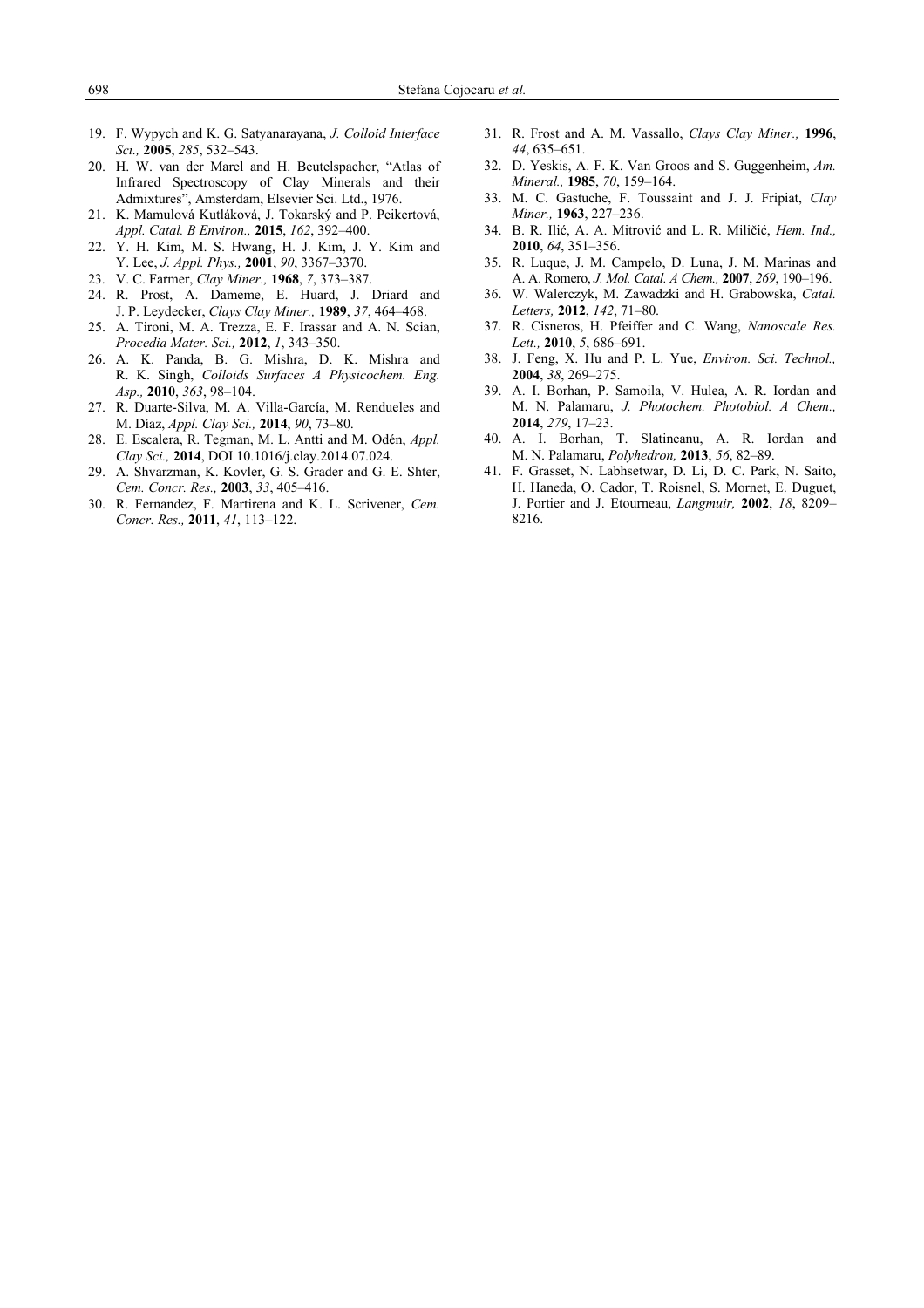19. F. Wypych and K. G. Satyanarayana, *J. Colloid Interface Sci.,* **2005**, *285*, 532–543.
20. H. W. van der Marel and H. Beutelspacher, "Atlas of Infrared Spectroscopy of Clay Minerals and their Admixtures", Amsterdam, Elsevier Sci. Ltd., 1976.
21. K. Mamulová Kutláková, J. Tokarský and P. Peikertová, *Appl. Catal. B Environ.,* **2015**, *162*, 392–400.
22. Y. H. Kim, M. S. Hwang, H. J. Kim, J. Y. Kim and Y. Lee, *J. Appl. Phys.,* **2001**, *90*, 3367–3370.
23. V. C. Farmer, *Clay Miner.,* **1968**, *7*, 373–387.
24. R. Prost, A. Dameme, E. Huard, J. Driard and J. P. Leydecker, *Clays Clay Miner.,* **1989**, *37*, 464–468.
25. A. Tironi, M. A. Trezza, E. F. Irassar and A. N. Scian, *Procedia Mater. Sci.,* **2012**, *1*, 343–350.
26. A. K. Panda, B. G. Mishra, D. K. Mishra and R. K. Singh, *Colloids Surfaces A Physicochem. Eng. Asp.,* **2010**, *363*, 98–104.
27. R. Duarte-Silva, M. A. Villa-García, M. Rendueles and M. Díaz, *Appl. Clay Sci.,* **2014**, *90*, 73–80.
28. E. Escalera, R. Tegman, M. L. Antti and M. Odén, *Appl. Clay Sci.,* **2014**, DOI 10.1016/j.clay.2014.07.024.
29. A. Shvarzman, K. Kovler, G. S. Grader and G. E. Shter, *Cem. Concr. Res.,* **2003**, *33*, 405–416.
30. R. Fernandez, F. Martirena and K. L. Scrivener, *Cem. Concr. Res.,* **2011**, *41*, 113–122.
31. R. Frost and A. M. Vassallo, *Clays Clay Miner.,* **1996**, *44*, 635–651.
32. D. Yeskis, A. F. K. Van Groos and S. Guggenheim, *Am. Mineral.,* **1985**, *70*, 159–164.
33. M. C. Gastuche, F. Toussaint and J. J. Fripiat, *Clay Miner.,* **1963**, 227–236.
34. B. R. Ilić, A. A. Mitrović and L. R. Miličić, *Hem. Ind.,* **2010**, *64*, 351–356.
35. R. Luque, J. M. Campelo, D. Luna, J. M. Marinas and A. A. Romero, *J. Mol. Catal. A Chem.,* **2007**, *269*, 190–196.
36. W. Walerczyk, M. Zawadzki and H. Grabowska, *Catal. Letters,* **2012**, *142*, 71–80.
37. R. Cisneros, H. Pfeiffer and C. Wang, *Nanoscale Res. Lett.,* **2010**, *5*, 686–691.
38. J. Feng, X. Hu and P. L. Yue, *Environ. Sci. Technol.,* **2004**, *38*, 269–275.
39. A. I. Borhan, P. Samoila, V. Hulea, A. R. Iordan and M. N. Palamaru, *J. Photochem. Photobiol. A Chem.,* **2014**, *279*, 17–23.
40. A. I. Borhan, T. Slatineanu, A. R. Iordan and M. N. Palamaru, *Polyhedron,* **2013**, *56*, 82–89.
41. F. Grasset, N. Labhsetwar, D. Li, D. C. Park, N. Saito, H. Haneda, O. Cador, T. Roisnel, S. Mornet, E. Duguet, J. Portier and J. Etourneau, *Langmuir,* **2002**, *18*, 8209–8216.